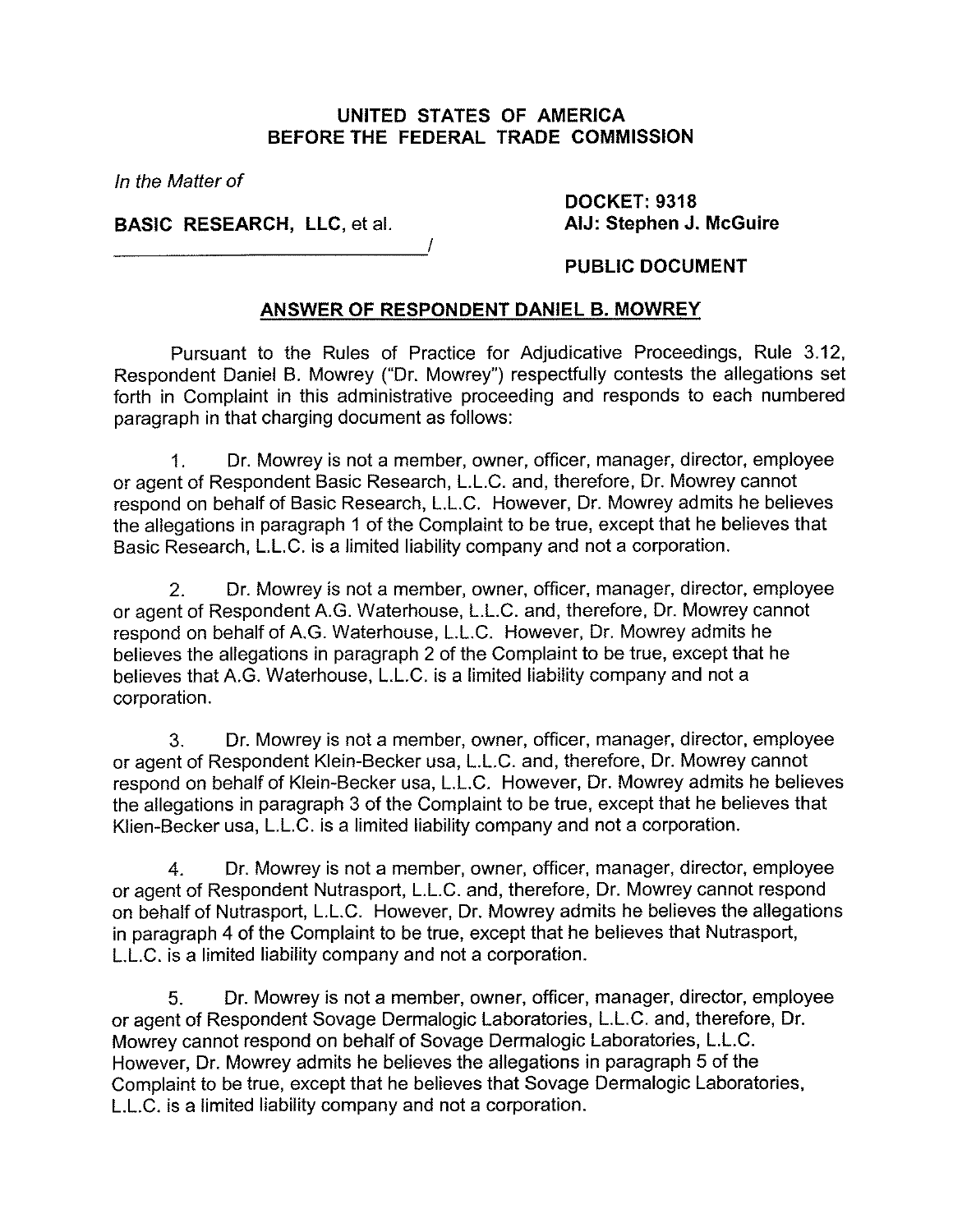**UNITED STATES OF AMERICA**
**BEFORE THE FEDERAL TRADE COMMISSION**

*In the Matter of*

**BASIC RESEARCH, LLC**, et al.
_________________________________/

**DOCKET: 9318**
**AIJ: Stephen J. McGuire**

**PUBLIC DOCUMENT**

## ANSWER OF RESPONDENT DANIEL B. MOWREY

Pursuant to the Rules of Practice for Adjudicative Proceedings, Rule 3.12, Respondent Daniel B. Mowrey ("Dr. Mowrey") respectfully contests the allegations set forth in Complaint in this administrative proceeding and responds to each numbered paragraph in that charging document as follows:

1. Dr. Mowrey is not a member, owner, officer, manager, director, employee or agent of Respondent Basic Research, L.L.C. and, therefore, Dr. Mowrey cannot respond on behalf of Basic Research, L.L.C. However, Dr. Mowrey admits he believes the allegations in paragraph 1 of the Complaint to be true, except that he believes that Basic Research, L.L.C. is a limited liability company and not a corporation.

2. Dr. Mowrey is not a member, owner, officer, manager, director, employee or agent of Respondent A.G. Waterhouse, L.L.C. and, therefore, Dr. Mowrey cannot respond on behalf of A.G. Waterhouse, L.L.C. However, Dr. Mowrey admits he believes the allegations in paragraph 2 of the Complaint to be true, except that he believes that A.G. Waterhouse, L.L.C. is a limited liability company and not a corporation.

3. Dr. Mowrey is not a member, owner, officer, manager, director, employee or agent of Respondent Klein-Becker usa, L.L.C. and, therefore, Dr. Mowrey cannot respond on behalf of Klein-Becker usa, L.L.C. However, Dr. Mowrey admits he believes the allegations in paragraph 3 of the Complaint to be true, except that he believes that Klien-Becker usa, L.L.C. is a limited liability company and not a corporation.

4. Dr. Mowrey is not a member, owner, officer, manager, director, employee or agent of Respondent Nutrasport, L.L.C. and, therefore, Dr. Mowrey cannot respond on behalf of Nutrasport, L.L.C. However, Dr. Mowrey admits he believes the allegations in paragraph 4 of the Complaint to be true, except that he believes that Nutrasport, L.L.C. is a limited liability company and not a corporation.

5. Dr. Mowrey is not a member, owner, officer, manager, director, employee or agent of Respondent Sovage Dermalogic Laboratories, L.L.C. and, therefore, Dr. Mowrey cannot respond on behalf of Sovage Dermalogic Laboratories, L.L.C. However, Dr. Mowrey admits he believes the allegations in paragraph 5 of the Complaint to be true, except that he believes that Sovage Dermalogic Laboratories, L.L.C. is a limited liability company and not a corporation.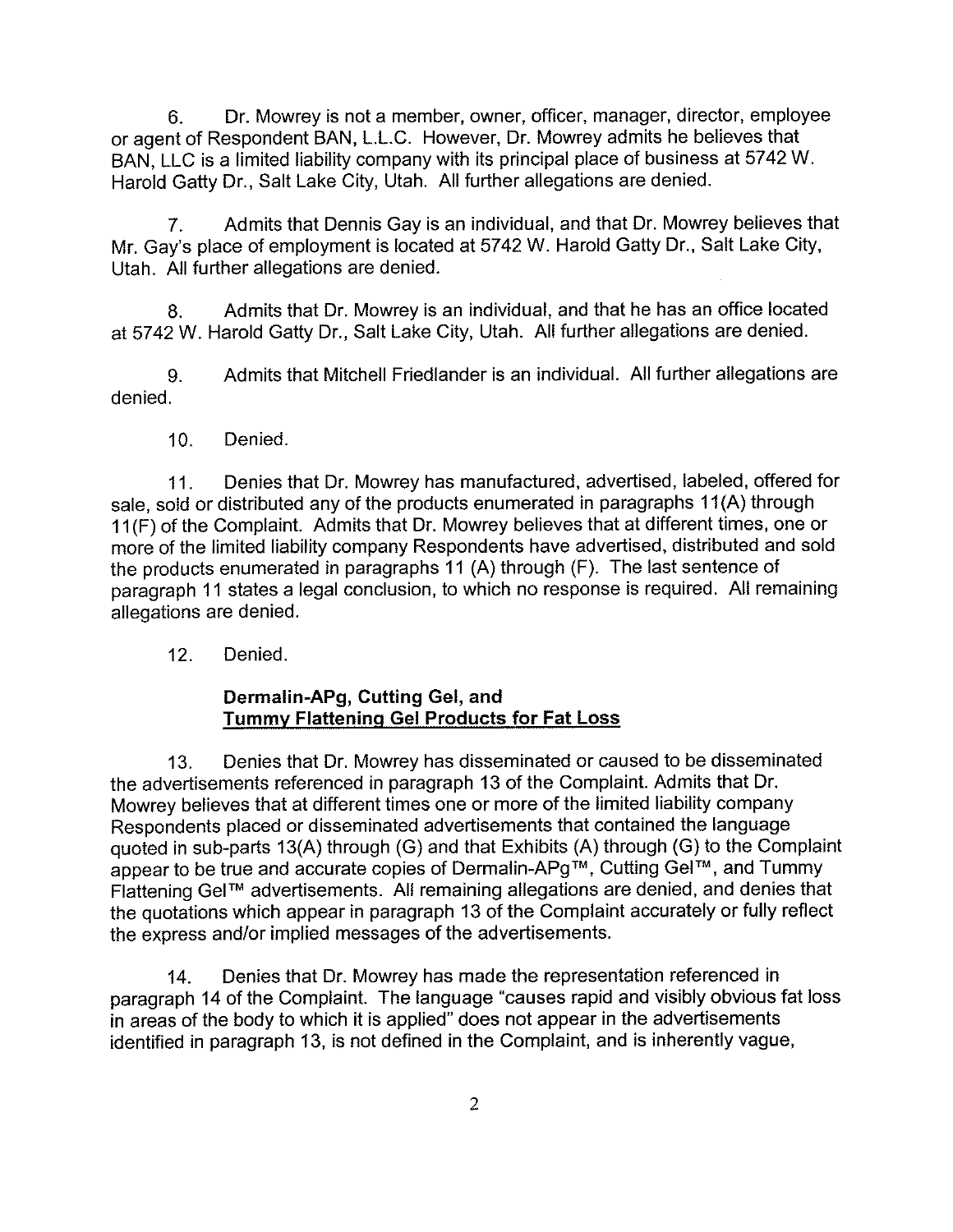6. Dr. Mowrey is not a member, owner, officer, manager, director, employee or agent of Respondent BAN, L.L.C. However, Dr. Mowrey admits he believes that BAN, LLC is a limited liability company with its principal place of business at 5742 W. Harold Gatty Dr., Salt Lake City, Utah. All further allegations are denied.

7. Admits that Dennis Gay is an individual, and that Dr. Mowrey believes that Mr. Gay's place of employment is located at 5742 W. Harold Gatty Dr., Salt Lake City, Utah. All further allegations are denied.

8. Admits that Dr. Mowrey is an individual, and that he has an office located at 5742 W. Harold Gatty Dr., Salt Lake City, Utah. All further allegations are denied.

9. Admits that Mitchell Friedlander is an individual. All further allegations are denied.

10. Denied.

11. Denies that Dr. Mowrey has manufactured, advertised, labeled, offered for sale, sold or distributed any of the products enumerated in paragraphs 11(A) through 11(F) of the Complaint. Admits that Dr. Mowrey believes that at different times, one or more of the limited liability company Respondents have advertised, distributed and sold the products enumerated in paragraphs 11 (A) through (F). The last sentence of paragraph 11 states a legal conclusion, to which no response is required. All remaining allegations are denied.

12. Denied.

**Dermalin-APg, Cutting Gel, and**
**<u>Tummy Flattening Gel Products for Fat Loss</u>**

13. Denies that Dr. Mowrey has disseminated or caused to be disseminated the advertisements referenced in paragraph 13 of the Complaint. Admits that Dr. Mowrey believes that at different times one or more of the limited liability company Respondents placed or disseminated advertisements that contained the language quoted in sub-parts 13(A) through (G) and that Exhibits (A) through (G) to the Complaint appear to be true and accurate copies of Dermalin-APg™, Cutting Gel™, and Tummy Flattening Gel™ advertisements. All remaining allegations are denied, and denies that the quotations which appear in paragraph 13 of the Complaint accurately or fully reflect the express and/or implied messages of the advertisements.

14. Denies that Dr. Mowrey has made the representation referenced in paragraph 14 of the Complaint. The language "causes rapid and visibly obvious fat loss in areas of the body to which it is applied" does not appear in the advertisements identified in paragraph 13, is not defined in the Complaint, and is inherently vague,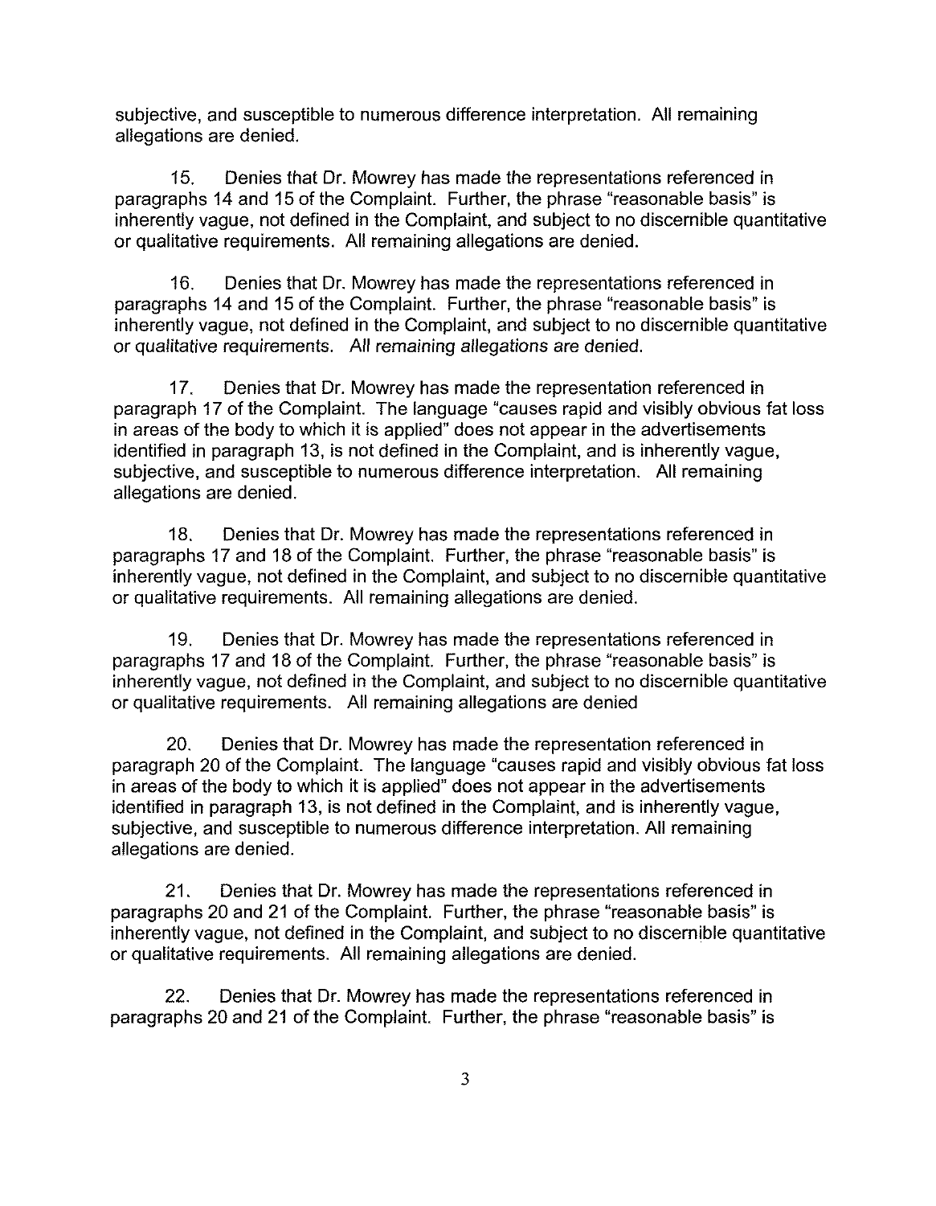subjective, and susceptible to numerous difference interpretation. All remaining allegations are denied.

15. Denies that Dr. Mowrey has made the representations referenced in paragraphs 14 and 15 of the Complaint. Further, the phrase "reasonable basis" is inherently vague, not defined in the Complaint, and subject to no discernible quantitative or qualitative requirements. All remaining allegations are denied.

16. Denies that Dr. Mowrey has made the representations referenced in paragraphs 14 and 15 of the Complaint. Further, the phrase "reasonable basis" is inherently vague, not defined in the Complaint, and subject to no discernible quantitative or qualitative requirements. All remaining allegations are denied.

17. Denies that Dr. Mowrey has made the representation referenced in paragraph 17 of the Complaint. The language "causes rapid and visibly obvious fat loss in areas of the body to which it is applied" does not appear in the advertisements identified in paragraph 13, is not defined in the Complaint, and is inherently vague, subjective, and susceptible to numerous difference interpretation. All remaining allegations are denied.

18. Denies that Dr. Mowrey has made the representations referenced in paragraphs 17 and 18 of the Complaint. Further, the phrase "reasonable basis" is inherently vague, not defined in the Complaint, and subject to no discernible quantitative or qualitative requirements. All remaining allegations are denied.

19. Denies that Dr. Mowrey has made the representations referenced in paragraphs 17 and 18 of the Complaint. Further, the phrase "reasonable basis" is inherently vague, not defined in the Complaint, and subject to no discernible quantitative or qualitative requirements. All remaining allegations are denied

20. Denies that Dr. Mowrey has made the representation referenced in paragraph 20 of the Complaint. The language "causes rapid and visibly obvious fat loss in areas of the body to which it is applied" does not appear in the advertisements identified in paragraph 13, is not defined in the Complaint, and is inherently vague, subjective, and susceptible to numerous difference interpretation. All remaining allegations are denied.

21. Denies that Dr. Mowrey has made the representations referenced in paragraphs 20 and 21 of the Complaint. Further, the phrase "reasonable basis" is inherently vague, not defined in the Complaint, and subject to no discernible quantitative or qualitative requirements. All remaining allegations are denied.

22. Denies that Dr. Mowrey has made the representations referenced in paragraphs 20 and 21 of the Complaint. Further, the phrase "reasonable basis" is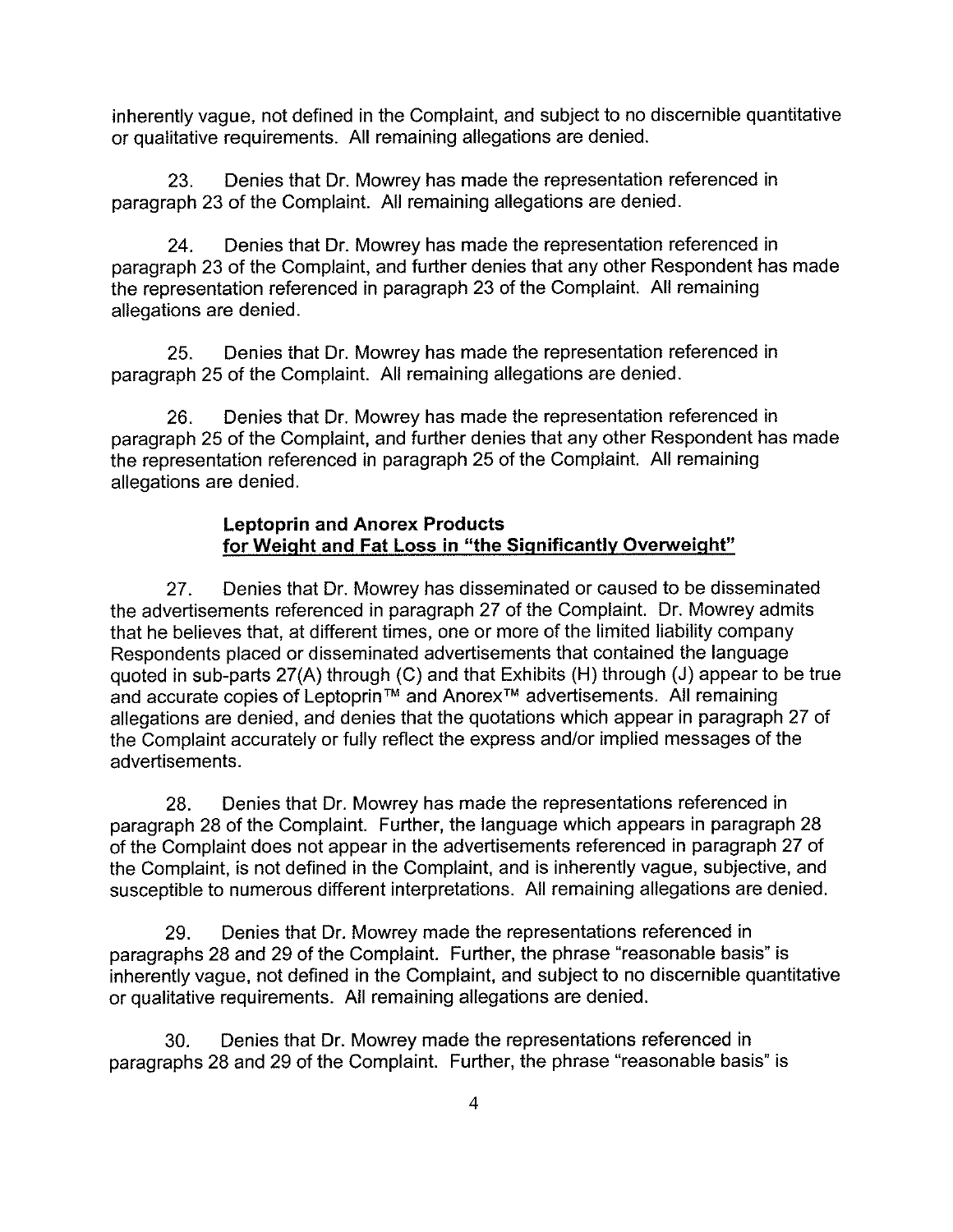inherently vague, not defined in the Complaint, and subject to no discernible quantitative or qualitative requirements. All remaining allegations are denied.

23. Denies that Dr. Mowrey has made the representation referenced in paragraph 23 of the Complaint. All remaining allegations are denied.

24. Denies that Dr. Mowrey has made the representation referenced in paragraph 23 of the Complaint, and further denies that any other Respondent has made the representation referenced in paragraph 23 of the Complaint. All remaining allegations are denied.

25. Denies that Dr. Mowrey has made the representation referenced in paragraph 25 of the Complaint. All remaining allegations are denied.

26. Denies that Dr. Mowrey has made the representation referenced in paragraph 25 of the Complaint, and further denies that any other Respondent has made the representation referenced in paragraph 25 of the Complaint. All remaining allegations are denied.

**Leptoprin and Anorex Products**
**<u>for Weight and Fat Loss in "the Significantly Overweight"</u>**

27. Denies that Dr. Mowrey has disseminated or caused to be disseminated the advertisements referenced in paragraph 27 of the Complaint. Dr. Mowrey admits that he believes that, at different times, one or more of the limited liability company Respondents placed or disseminated advertisements that contained the language quoted in sub-parts 27(A) through (C) and that Exhibits (H) through (J) appear to be true and accurate copies of Leptoprin™ and Anorex™ advertisements. All remaining allegations are denied, and denies that the quotations which appear in paragraph 27 of the Complaint accurately or fully reflect the express and/or implied messages of the advertisements.

28. Denies that Dr. Mowrey has made the representations referenced in paragraph 28 of the Complaint. Further, the language which appears in paragraph 28 of the Complaint does not appear in the advertisements referenced in paragraph 27 of the Complaint, is not defined in the Complaint, and is inherently vague, subjective, and susceptible to numerous different interpretations. All remaining allegations are denied.

29. Denies that Dr. Mowrey made the representations referenced in paragraphs 28 and 29 of the Complaint. Further, the phrase "reasonable basis" is inherently vague, not defined in the Complaint, and subject to no discernible quantitative or qualitative requirements. All remaining allegations are denied.

30. Denies that Dr. Mowrey made the representations referenced in paragraphs 28 and 29 of the Complaint. Further, the phrase "reasonable basis" is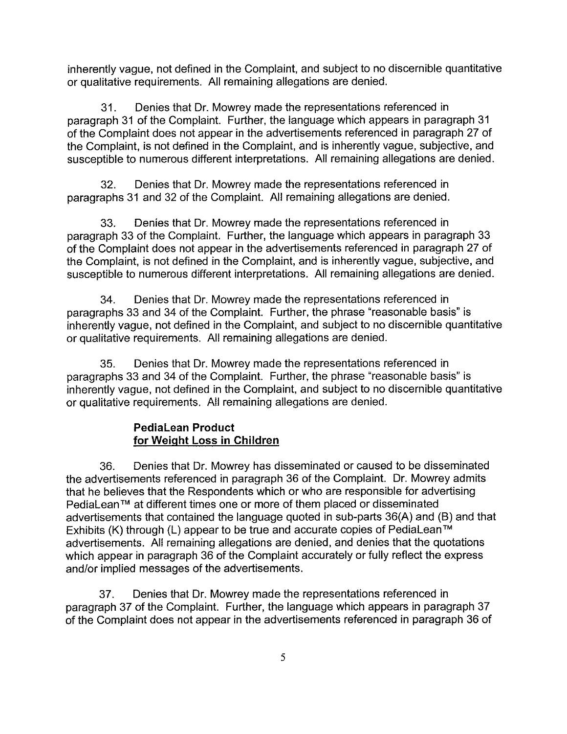inherently vague, not defined in the Complaint, and subject to no discernible quantitative or qualitative requirements. All remaining allegations are denied.

31. Denies that Dr. Mowrey made the representations referenced in paragraph 31 of the Complaint. Further, the language which appears in paragraph 31 of the Complaint does not appear in the advertisements referenced in paragraph 27 of the Complaint, is not defined in the Complaint, and is inherently vague, subjective, and susceptible to numerous different interpretations. All remaining allegations are denied.

32. Denies that Dr. Mowrey made the representations referenced in paragraphs 31 and 32 of the Complaint. All remaining allegations are denied.

33. Denies that Dr. Mowrey made the representations referenced in paragraph 33 of the Complaint. Further, the language which appears in paragraph 33 of the Complaint does not appear in the advertisements referenced in paragraph 27 of the Complaint, is not defined in the Complaint, and is inherently vague, subjective, and susceptible to numerous different interpretations. All remaining allegations are denied.

34. Denies that Dr. Mowrey made the representations referenced in paragraphs 33 and 34 of the Complaint. Further, the phrase "reasonable basis" is inherently vague, not defined in the Complaint, and subject to no discernible quantitative or qualitative requirements. All remaining allegations are denied.

35. Denies that Dr. Mowrey made the representations referenced in paragraphs 33 and 34 of the Complaint. Further, the phrase "reasonable basis" is inherently vague, not defined in the Complaint, and subject to no discernible quantitative or qualitative requirements. All remaining allegations are denied.

**PediaLean Product**
**<u>for Weight Loss in Children</u>**

36. Denies that Dr. Mowrey has disseminated or caused to be disseminated the advertisements referenced in paragraph 36 of the Complaint. Dr. Mowrey admits that he believes that the Respondents which or who are responsible for advertising PediaLean™ at different times one or more of them placed or disseminated advertisements that contained the language quoted in sub-parts 36(A) and (B) and that Exhibits (K) through (L) appear to be true and accurate copies of PediaLean™ advertisements. All remaining allegations are denied, and denies that the quotations which appear in paragraph 36 of the Complaint accurately or fully reflect the express and/or implied messages of the advertisements.

37. Denies that Dr. Mowrey made the representations referenced in paragraph 37 of the Complaint. Further, the language which appears in paragraph 37 of the Complaint does not appear in the advertisements referenced in paragraph 36 of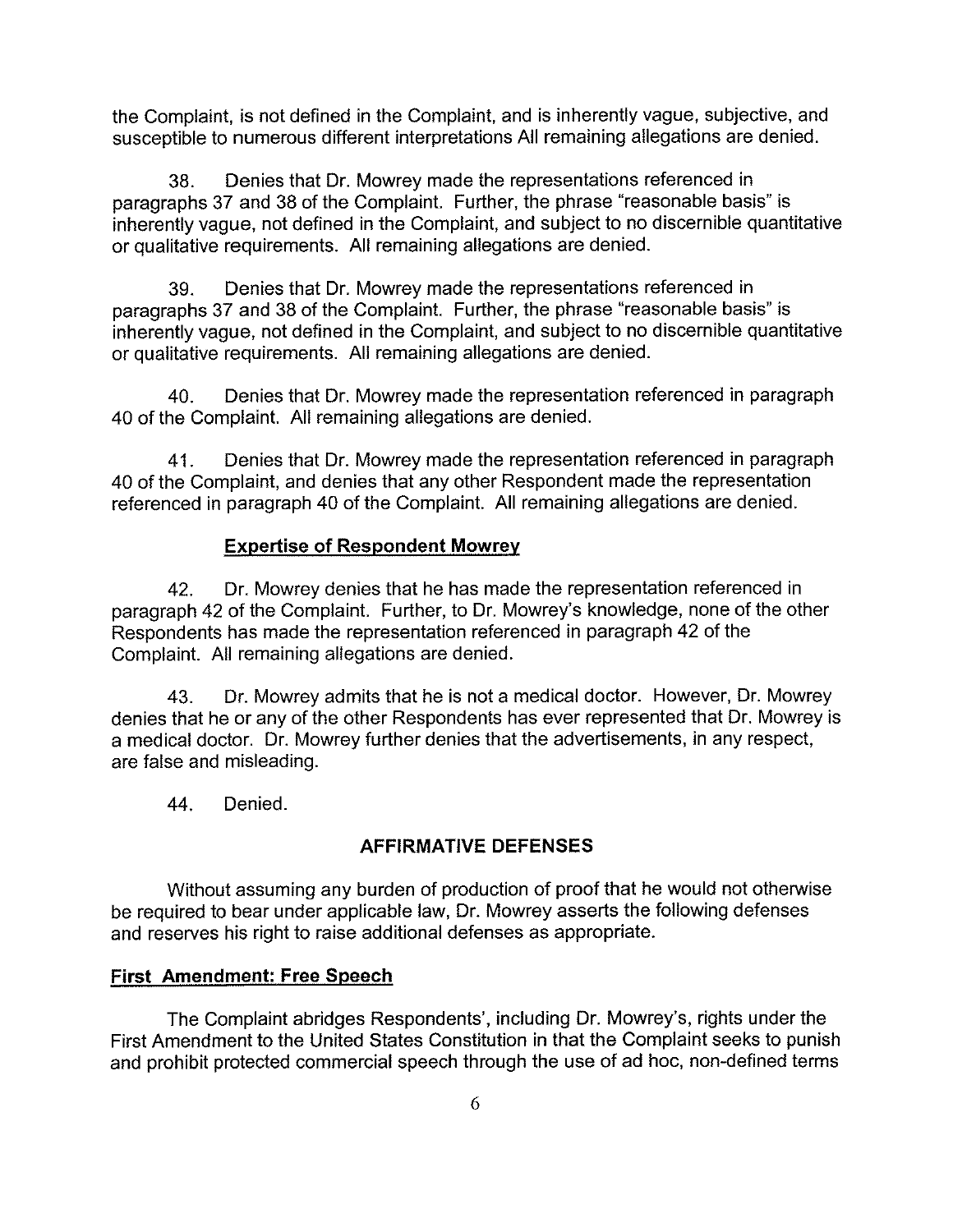the Complaint, is not defined in the Complaint, and is inherently vague, subjective, and susceptible to numerous different interpretations All remaining allegations are denied.

38. Denies that Dr. Mowrey made the representations referenced in paragraphs 37 and 38 of the Complaint. Further, the phrase "reasonable basis" is inherently vague, not defined in the Complaint, and subject to no discernible quantitative or qualitative requirements. All remaining allegations are denied.

39. Denies that Dr. Mowrey made the representations referenced in paragraphs 37 and 38 of the Complaint. Further, the phrase "reasonable basis" is inherently vague, not defined in the Complaint, and subject to no discernible quantitative or qualitative requirements. All remaining allegations are denied.

40. Denies that Dr. Mowrey made the representation referenced in paragraph 40 of the Complaint. All remaining allegations are denied.

41. Denies that Dr. Mowrey made the representation referenced in paragraph 40 of the Complaint, and denies that any other Respondent made the representation referenced in paragraph 40 of the Complaint. All remaining allegations are denied.

**Expertise of Respondent Mowrey**

42. Dr. Mowrey denies that he has made the representation referenced in paragraph 42 of the Complaint. Further, to Dr. Mowrey's knowledge, none of the other Respondents has made the representation referenced in paragraph 42 of the Complaint. All remaining allegations are denied.

43. Dr. Mowrey admits that he is not a medical doctor. However, Dr. Mowrey denies that he or any of the other Respondents has ever represented that Dr. Mowrey is a medical doctor. Dr. Mowrey further denies that the advertisements, in any respect, are false and misleading.

44. Denied.

## AFFIRMATIVE DEFENSES

Without assuming any burden of production of proof that he would not otherwise be required to bear under applicable law, Dr. Mowrey asserts the following defenses and reserves his right to raise additional defenses as appropriate.

**First Amendment: Free Speech**

The Complaint abridges Respondents', including Dr. Mowrey's, rights under the First Amendment to the United States Constitution in that the Complaint seeks to punish and prohibit protected commercial speech through the use of ad hoc, non-defined terms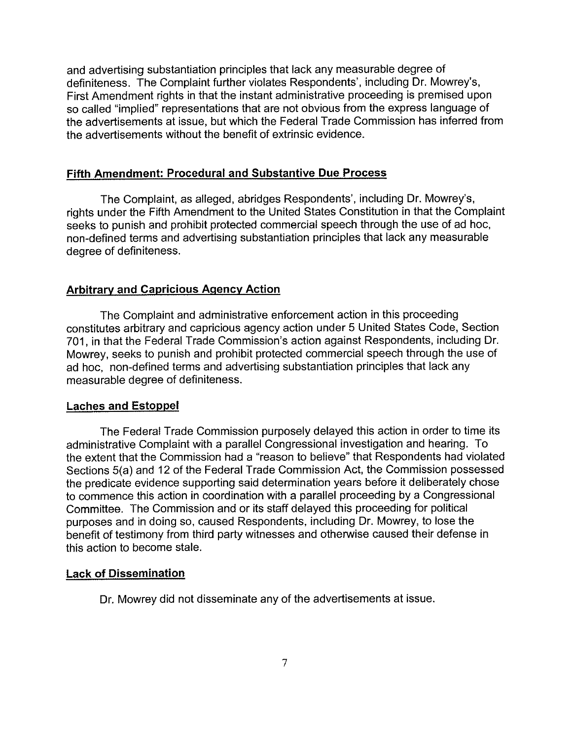and advertising substantiation principles that lack any measurable degree of definiteness. The Complaint further violates Respondents', including Dr. Mowrey's, First Amendment rights in that the instant administrative proceeding is premised upon so called "implied" representations that are not obvious from the express language of the advertisements at issue, but which the Federal Trade Commission has inferred from the advertisements without the benefit of extrinsic evidence.

**Fifth Amendment: Procedural and Substantive Due Process**

The Complaint, as alleged, abridges Respondents', including Dr. Mowrey's, rights under the Fifth Amendment to the United States Constitution in that the Complaint seeks to punish and prohibit protected commercial speech through the use of ad hoc, non-defined terms and advertising substantiation principles that lack any measurable degree of definiteness.

**Arbitrary and Capricious Agency Action**

The Complaint and administrative enforcement action in this proceeding constitutes arbitrary and capricious agency action under 5 United States Code, Section 701, in that the Federal Trade Commission's action against Respondents, including Dr. Mowrey, seeks to punish and prohibit protected commercial speech through the use of ad hoc, non-defined terms and advertising substantiation principles that lack any measurable degree of definiteness.

**Laches and Estoppel**

The Federal Trade Commission purposely delayed this action in order to time its administrative Complaint with a parallel Congressional investigation and hearing. To the extent that the Commission had a "reason to believe" that Respondents had violated Sections 5(a) and 12 of the Federal Trade Commission Act, the Commission possessed the predicate evidence supporting said determination years before it deliberately chose to commence this action in coordination with a parallel proceeding by a Congressional Committee. The Commission and or its staff delayed this proceeding for political purposes and in doing so, caused Respondents, including Dr. Mowrey, to lose the benefit of testimony from third party witnesses and otherwise caused their defense in this action to become stale.

**Lack of Dissemination**

Dr. Mowrey did not disseminate any of the advertisements at issue.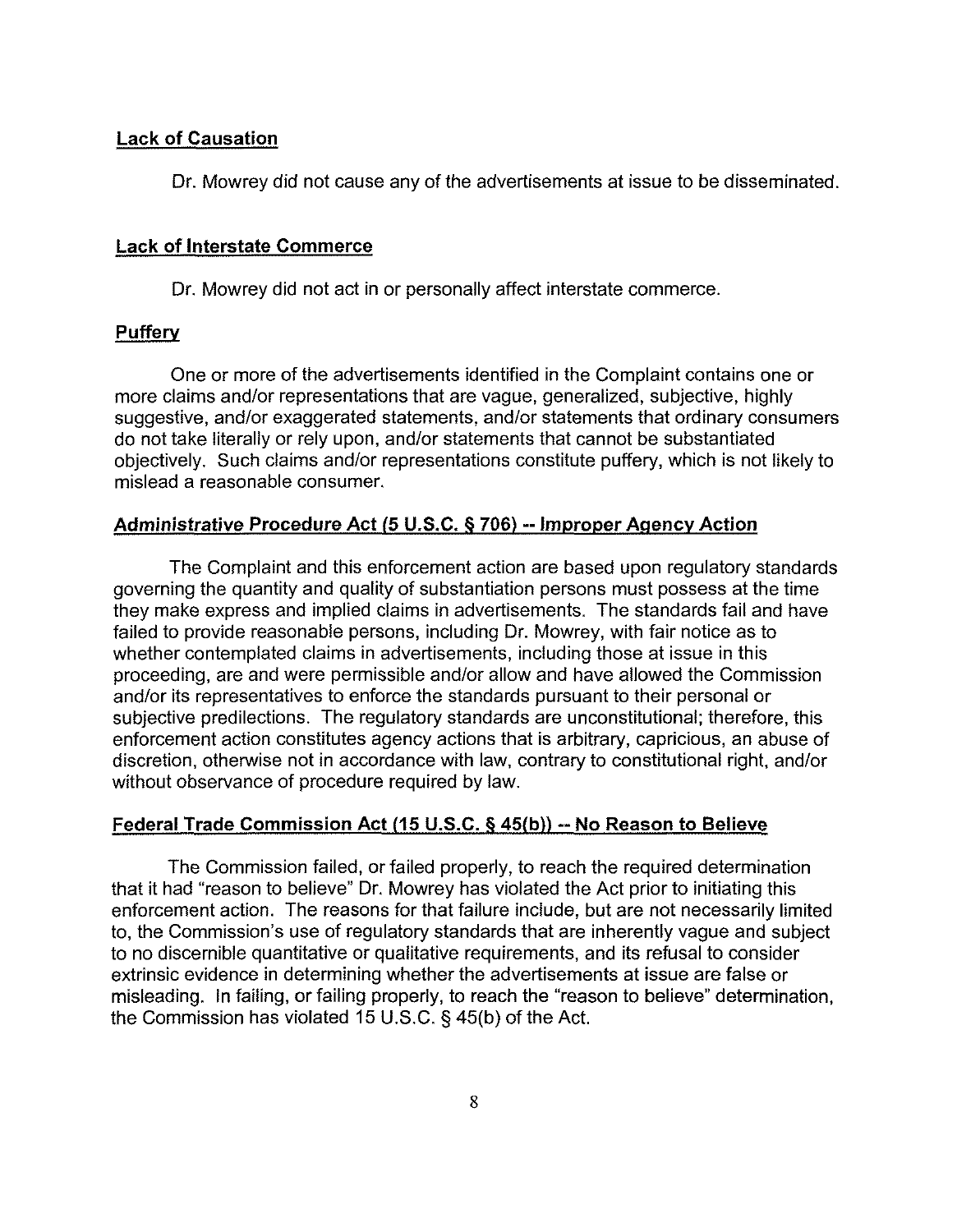**Lack of Causation**

Dr. Mowrey did not cause any of the advertisements at issue to be disseminated.

**Lack of Interstate Commerce**

Dr. Mowrey did not act in or personally affect interstate commerce.

**Puffery**

One or more of the advertisements identified in the Complaint contains one or more claims and/or representations that are vague, generalized, subjective, highly suggestive, and/or exaggerated statements, and/or statements that ordinary consumers do not take literally or rely upon, and/or statements that cannot be substantiated objectively. Such claims and/or representations constitute puffery, which is not likely to mislead a reasonable consumer.

**Administrative Procedure Act (5 U.S.C. § 706) -- Improper Agency Action**

The Complaint and this enforcement action are based upon regulatory standards governing the quantity and quality of substantiation persons must possess at the time they make express and implied claims in advertisements. The standards fail and have failed to provide reasonable persons, including Dr. Mowrey, with fair notice as to whether contemplated claims in advertisements, including those at issue in this proceeding, are and were permissible and/or allow and have allowed the Commission and/or its representatives to enforce the standards pursuant to their personal or subjective predilections. The regulatory standards are unconstitutional; therefore, this enforcement action constitutes agency actions that is arbitrary, capricious, an abuse of discretion, otherwise not in accordance with law, contrary to constitutional right, and/or without observance of procedure required by law.

**Federal Trade Commission Act (15 U.S.C. § 45(b)) -- No Reason to Believe**

The Commission failed, or failed properly, to reach the required determination that it had "reason to believe" Dr. Mowrey has violated the Act prior to initiating this enforcement action. The reasons for that failure include, but are not necessarily limited to, the Commission's use of regulatory standards that are inherently vague and subject to no discernible quantitative or qualitative requirements, and its refusal to consider extrinsic evidence in determining whether the advertisements at issue are false or misleading. In failing, or failing properly, to reach the "reason to believe" determination, the Commission has violated 15 U.S.C. § 45(b) of the Act.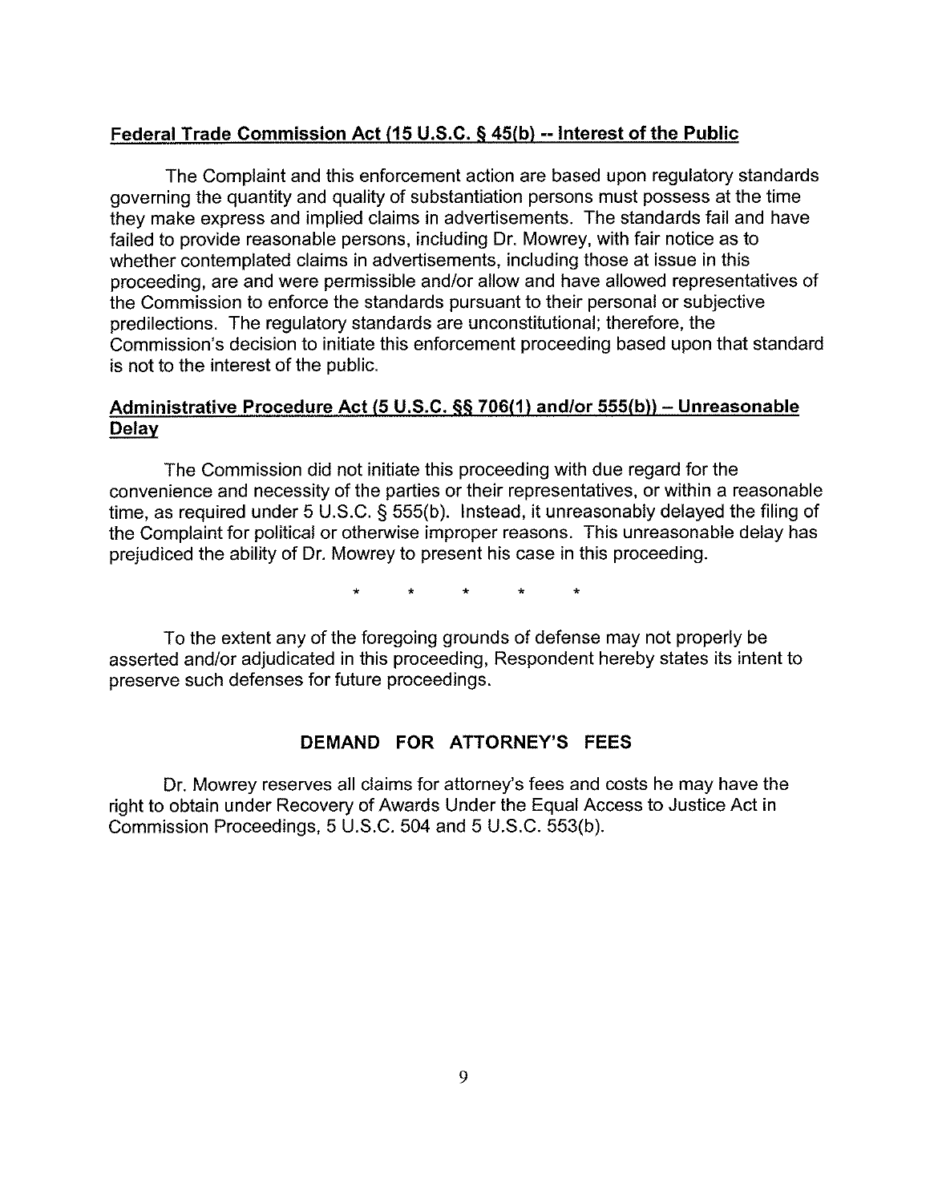**Federal Trade Commission Act (15 U.S.C. § 45(b) -- Interest of the Public**

The Complaint and this enforcement action are based upon regulatory standards governing the quantity and quality of substantiation persons must possess at the time they make express and implied claims in advertisements. The standards fail and have failed to provide reasonable persons, including Dr. Mowrey, with fair notice as to whether contemplated claims in advertisements, including those at issue in this proceeding, are and were permissible and/or allow and have allowed representatives of the Commission to enforce the standards pursuant to their personal or subjective predilections. The regulatory standards are unconstitutional; therefore, the Commission's decision to initiate this enforcement proceeding based upon that standard is not to the interest of the public.

**Administrative Procedure Act (5 U.S.C. §§ 706(1) and/or 555(b)) – Unreasonable Delay**

The Commission did not initiate this proceeding with due regard for the convenience and necessity of the parties or their representatives, or within a reasonable time, as required under 5 U.S.C. § 555(b). Instead, it unreasonably delayed the filing of the Complaint for political or otherwise improper reasons. This unreasonable delay has prejudiced the ability of Dr. Mowrey to present his case in this proceeding.

\* \* \* \* \*

To the extent any of the foregoing grounds of defense may not properly be asserted and/or adjudicated in this proceeding, Respondent hereby states its intent to preserve such defenses for future proceedings.

## DEMAND FOR ATTORNEY'S FEES

Dr. Mowrey reserves all claims for attorney's fees and costs he may have the right to obtain under Recovery of Awards Under the Equal Access to Justice Act in Commission Proceedings, 5 U.S.C. 504 and 5 U.S.C. 553(b).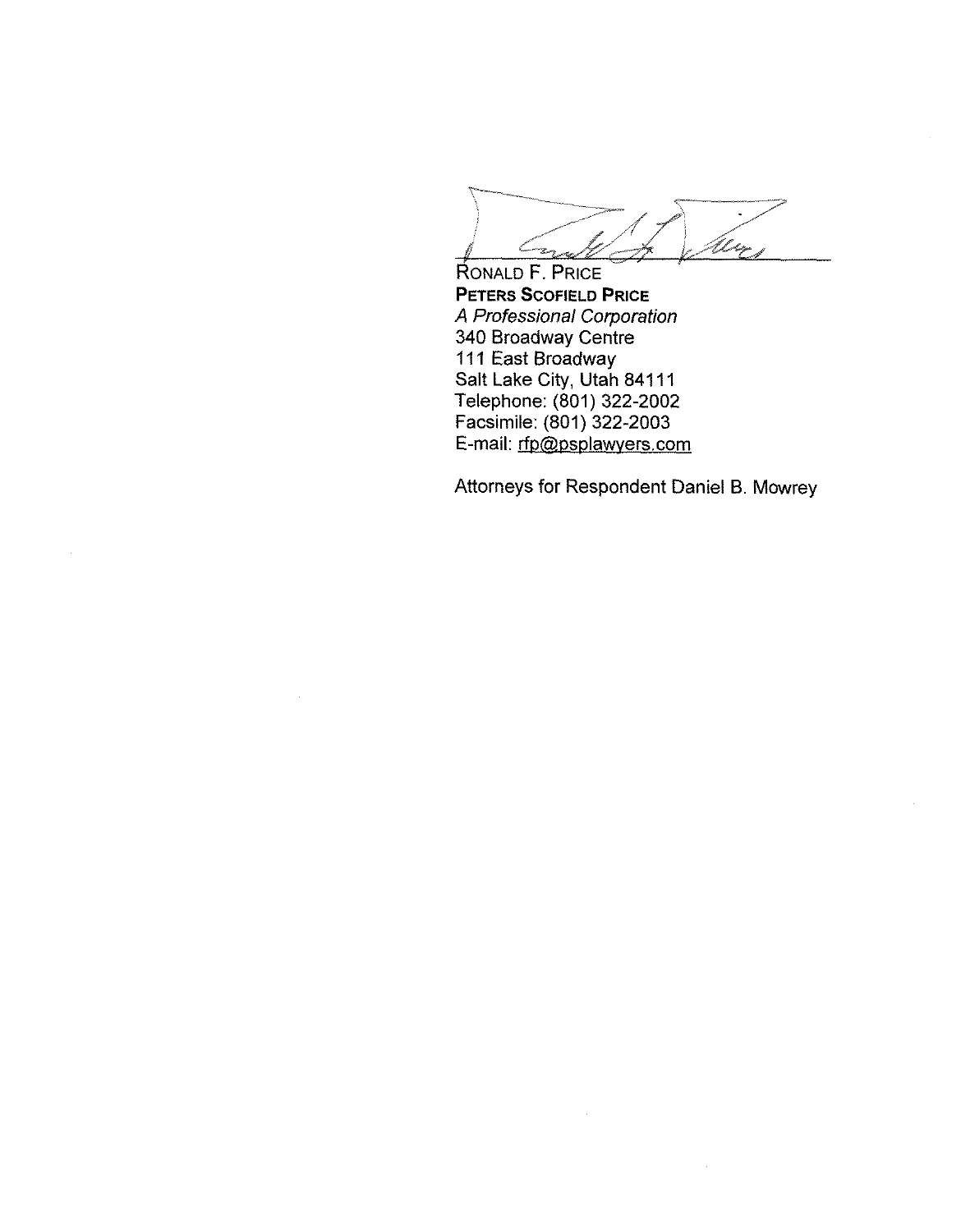RONALD F. PRICE
**PETERS SCOFIELD PRICE**
*A Professional Corporation*
340 Broadway Centre
111 East Broadway
Salt Lake City, Utah 84111
Telephone: (801) 322-2002
Facsimile: (801) 322-2003
E-mail: rfp@psplawyers.com

Attorneys for Respondent Daniel B. Mowrey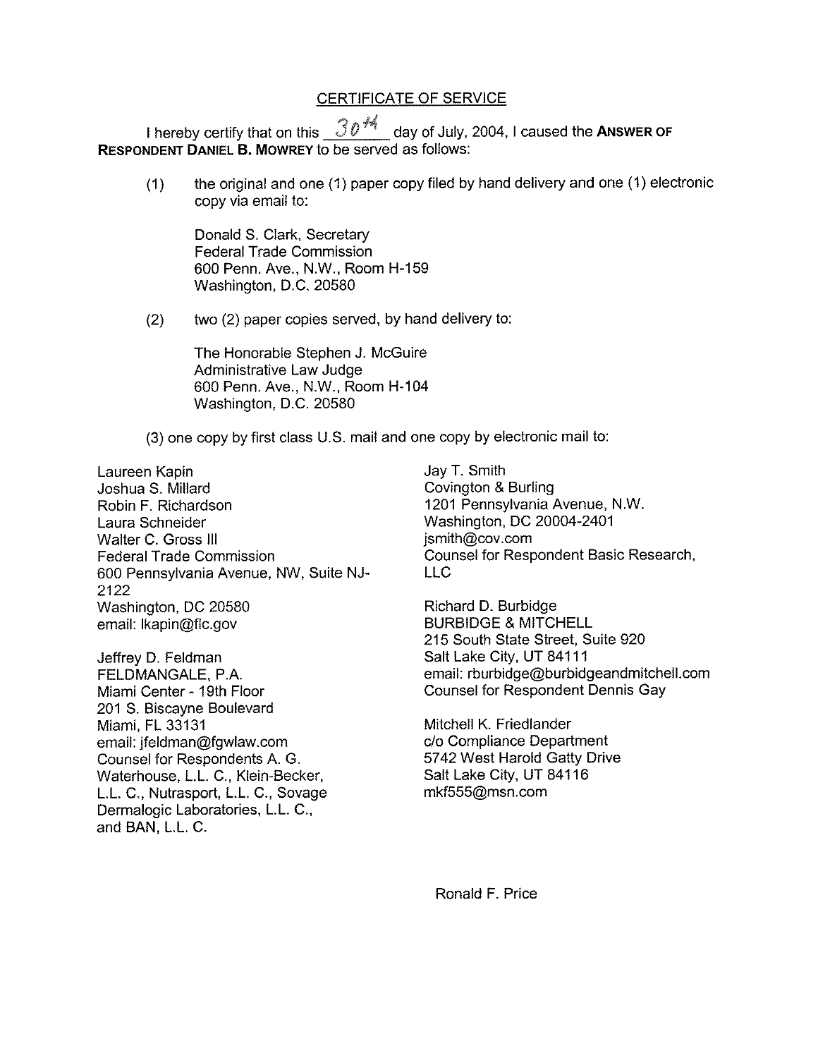# CERTIFICATE OF SERVICE

I hereby certify that on this 30th day of July, 2004, I caused the **ANSWER OF RESPONDENT DANIEL B. MOWREY** to be served as follows:

(1) the original and one (1) paper copy filed by hand delivery and one (1) electronic copy via email to:

Donald S. Clark, Secretary
Federal Trade Commission
600 Penn. Ave., N.W., Room H-159
Washington, D.C. 20580

(2) two (2) paper copies served, by hand delivery to:

The Honorable Stephen J. McGuire
Administrative Law Judge
600 Penn. Ave., N.W., Room H-104
Washington, D.C. 20580

(3) one copy by first class U.S. mail and one copy by electronic mail to:

Laureen Kapin
Joshua S. Millard
Robin F. Richardson
Laura Schneider
Walter C. Gross III
Federal Trade Commission
600 Pennsylvania Avenue, NW, Suite NJ-2122
Washington, DC 20580
email: lkapin@ftc.gov

Jeffrey D. Feldman
FELDMANGALE, P.A.
Miami Center - 19th Floor
201 S. Biscayne Boulevard
Miami, FL 33131
email: jfeldman@fgwlaw.com
Counsel for Respondents A. G. Waterhouse, L.L. C., Klein-Becker, L.L. C., Nutrasport, L.L. C., Sovage Dermalogic Laboratories, L.L. C., and BAN, L.L. C.

Jay T. Smith
Covington & Burling
1201 Pennsylvania Avenue, N.W.
Washington, DC 20004-2401
jsmith@cov.com
Counsel for Respondent Basic Research, LLC

Richard D. Burbidge
BURBIDGE & MITCHELL
215 South State Street, Suite 920
Salt Lake City, UT 84111
email: rburbidge@burbidgeandmitchell.com
Counsel for Respondent Dennis Gay

Mitchell K. Friedlander
c/o Compliance Department
5742 West Harold Gatty Drive
Salt Lake City, UT 84116
mkf555@msn.com

Ronald F. Price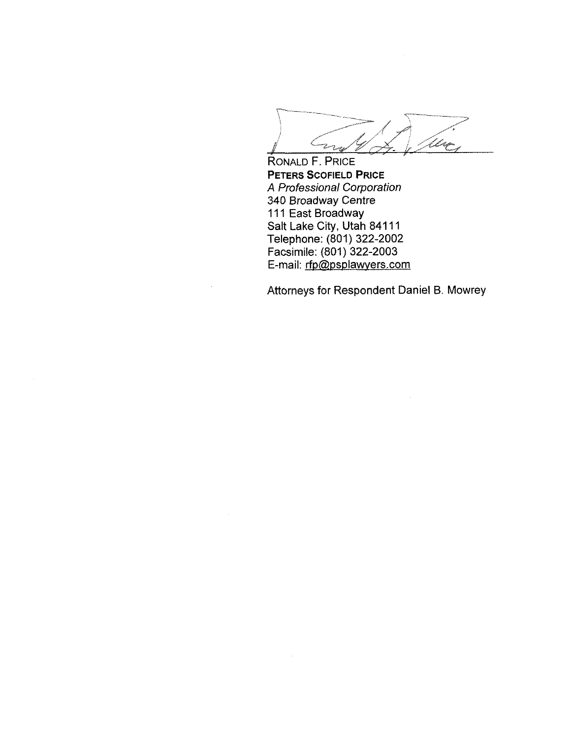RONALD F. PRICE
**PETERS SCOFIELD PRICE**
*A Professional Corporation*
340 Broadway Centre
111 East Broadway
Salt Lake City, Utah 84111
Telephone: (801) 322-2002
Facsimile: (801) 322-2003
E-mail: rfp@psplawyers.com

Attorneys for Respondent Daniel B. Mowrey